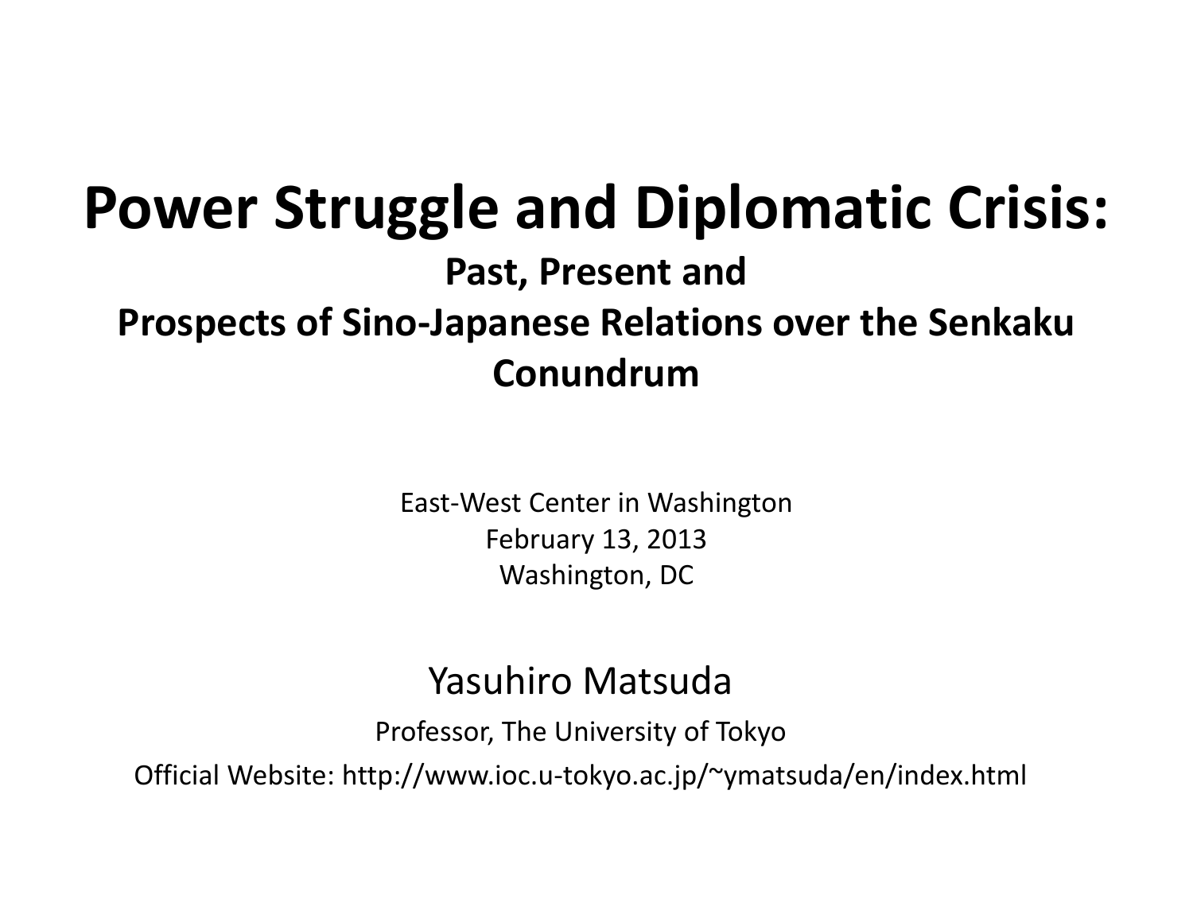# Power Struggle and Diplomatic Crisis:

## Past, Present and Prospects of Sino-Japanese Relations over the Senkaku Conundrum

East-West Center in Washington
February 13, 2013
Washington, DC

Yasuhiro Matsuda

Professor, The University of Tokyo

Official Website: http://www.ioc.u-tokyo.ac.jp/~ymatsuda/en/index.html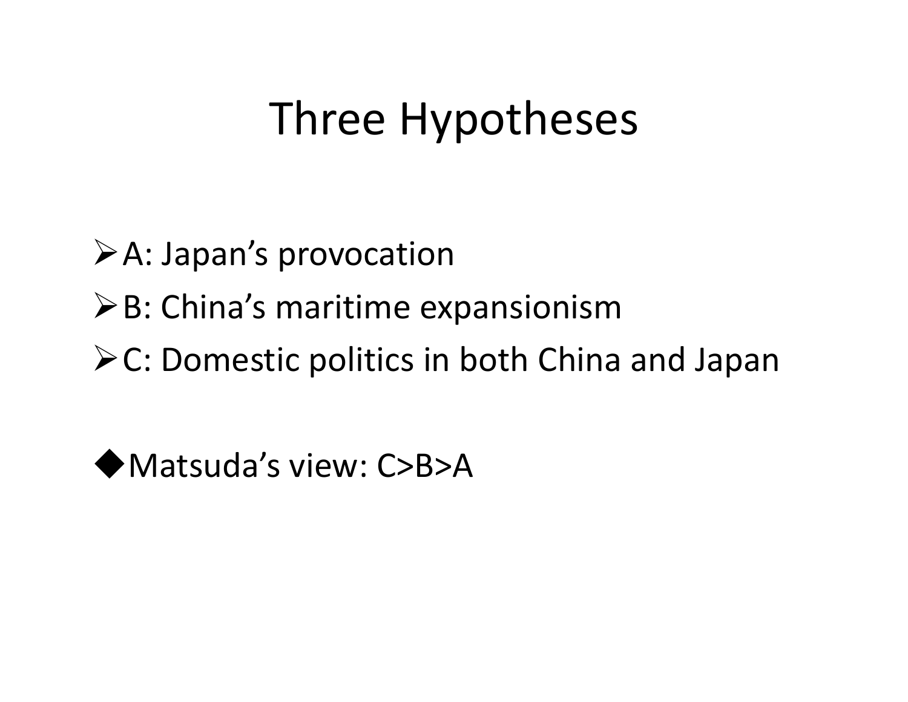# Three Hypotheses

- A: Japan's provocation
- B: China's maritime expansionism
- C: Domestic politics in both China and Japan

◆Matsuda's view: C>B>A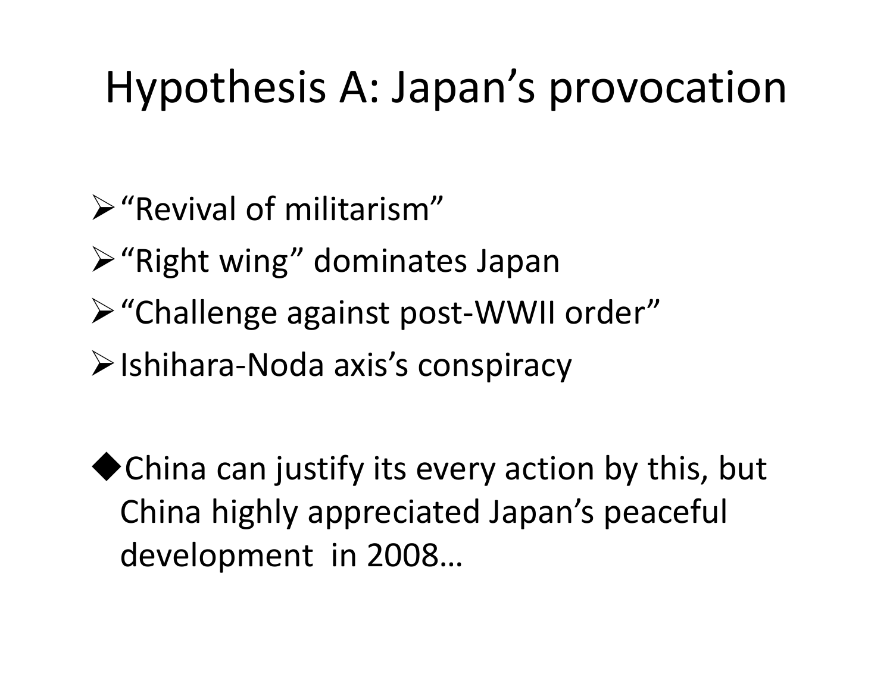# Hypothesis A: Japan's provocation

- "Revival of militarism"
- "Right wing" dominates Japan
- "Challenge against post-WWII order"
- Ishihara-Noda axis's conspiracy

◆China can justify its every action by this, but China highly appreciated Japan's peaceful development in 2008…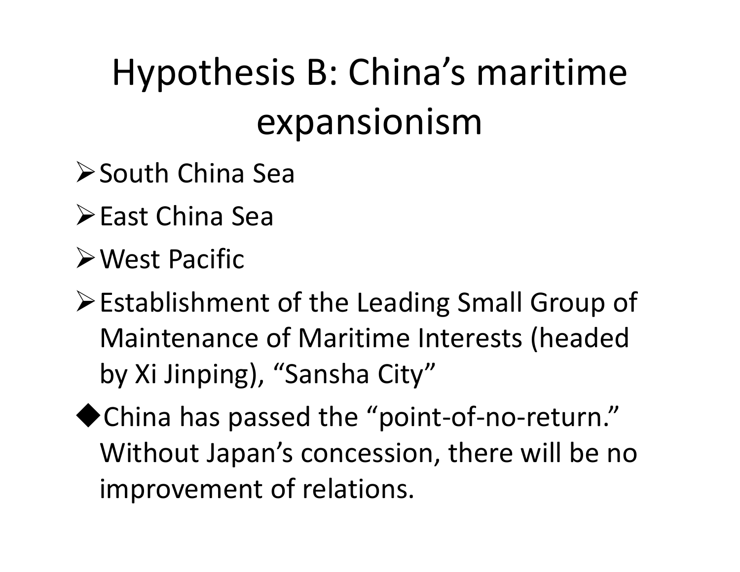# Hypothesis B: China's maritime expansionism

- South China Sea
- East China Sea
- West Pacific
- Establishment of the Leading Small Group of Maintenance of Maritime Interests (headed by Xi Jinping), "Sansha City"

◆China has passed the "point-of-no-return." Without Japan's concession, there will be no improvement of relations.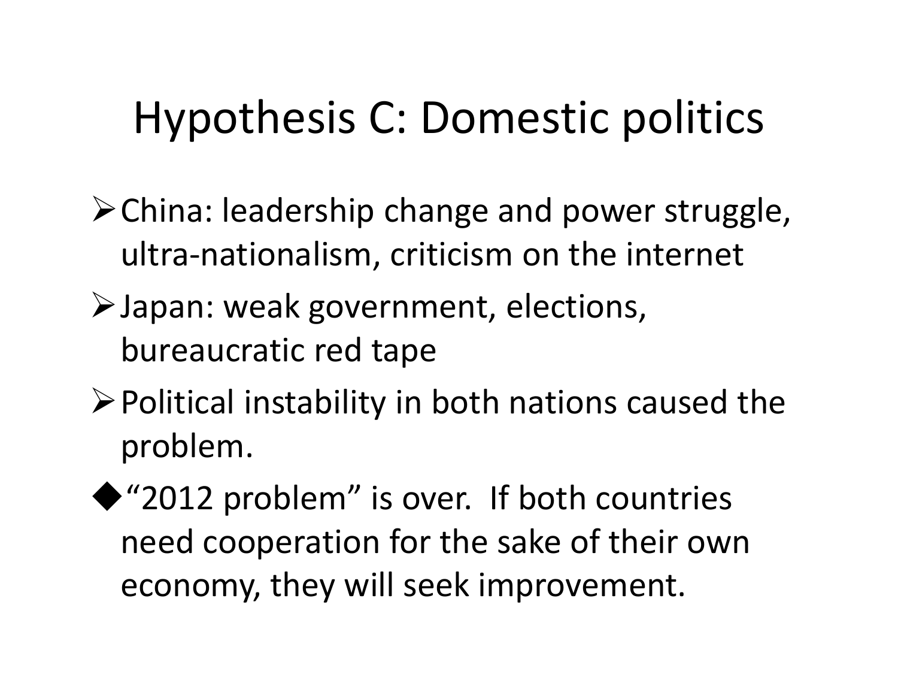# Hypothesis C: Domestic politics

- China: leadership change and power struggle, ultra-nationalism, criticism on the internet
- Japan: weak government, elections, bureaucratic red tape
- Political instability in both nations caused the problem.

◆"2012 problem" is over. If both countries need cooperation for the sake of their own economy, they will seek improvement.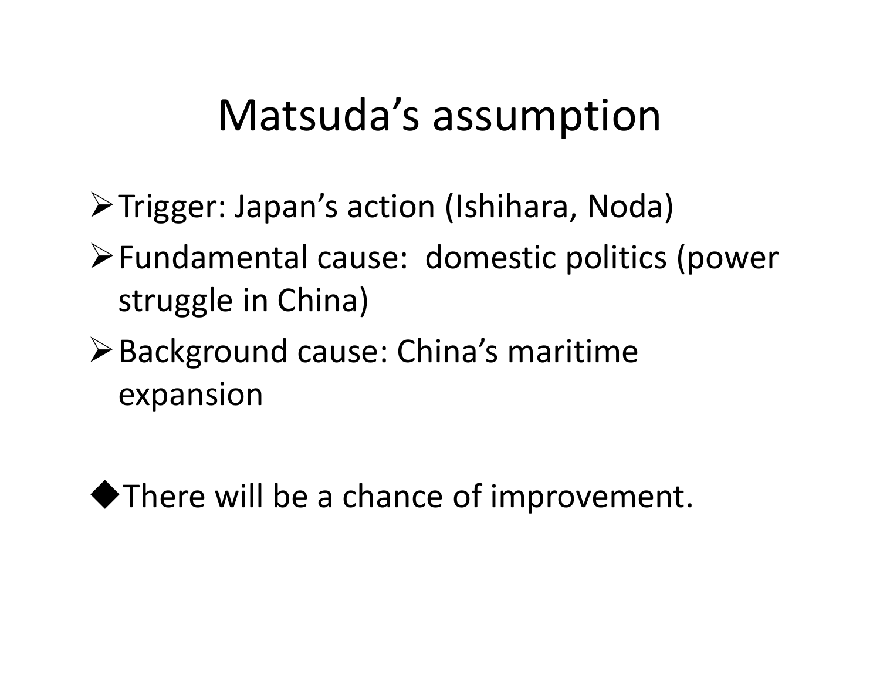# Matsuda's assumption

- Trigger: Japan's action (Ishihara, Noda)
- Fundamental cause: domestic politics (power struggle in China)
- Background cause: China's maritime expansion

◆There will be a chance of improvement.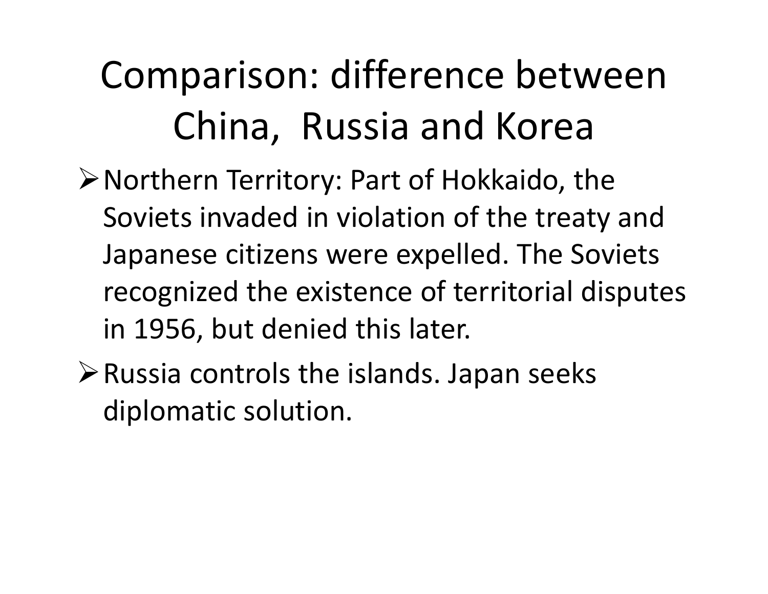# Comparison: difference between China, Russia and Korea

- Northern Territory: Part of Hokkaido, the Soviets invaded in violation of the treaty and Japanese citizens were expelled. The Soviets recognized the existence of territorial disputes in 1956, but denied this later.
- Russia controls the islands. Japan seeks diplomatic solution.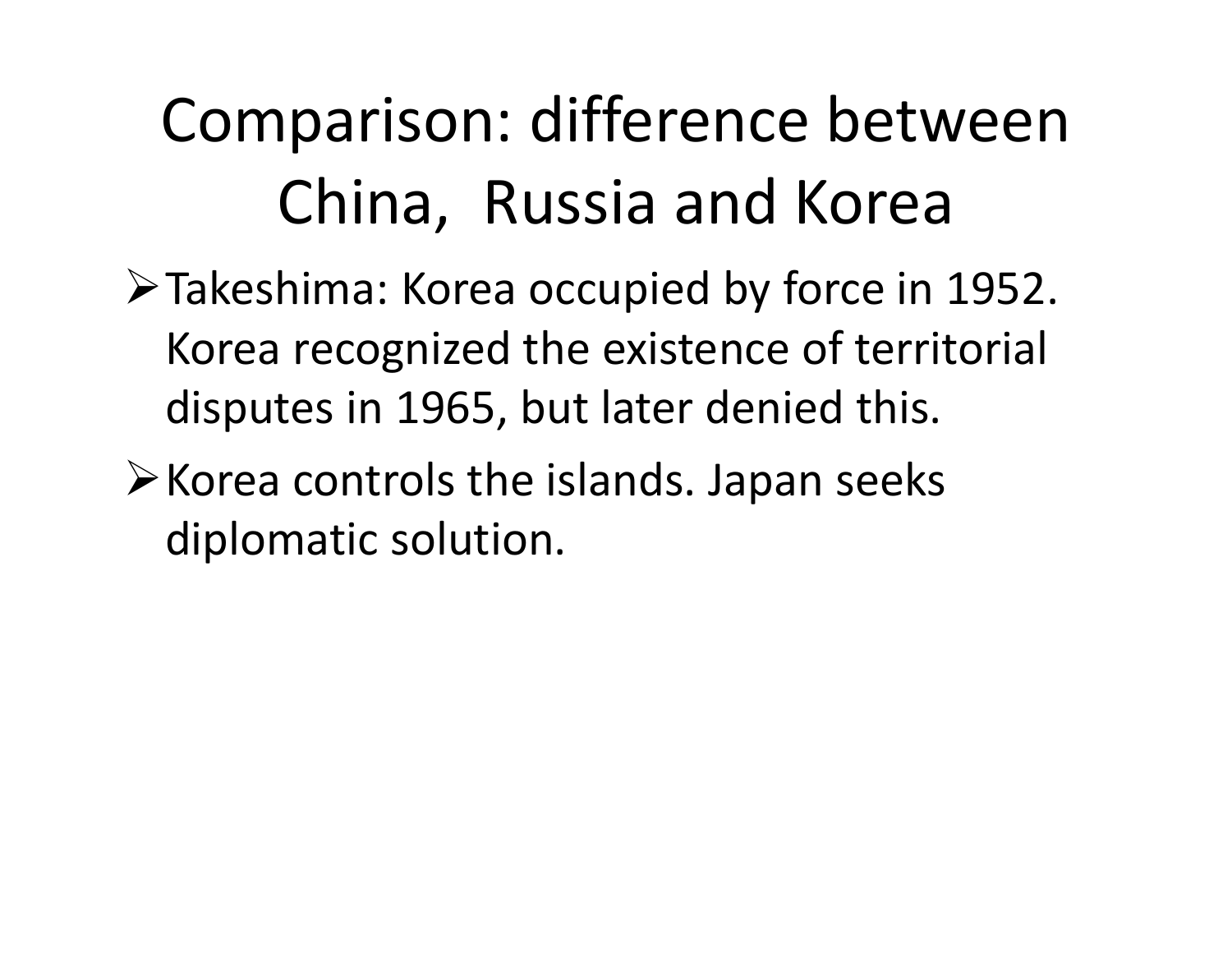# Comparison: difference between China, Russia and Korea

- Takeshima: Korea occupied by force in 1952. Korea recognized the existence of territorial disputes in 1965, but later denied this.
- Korea controls the islands. Japan seeks diplomatic solution.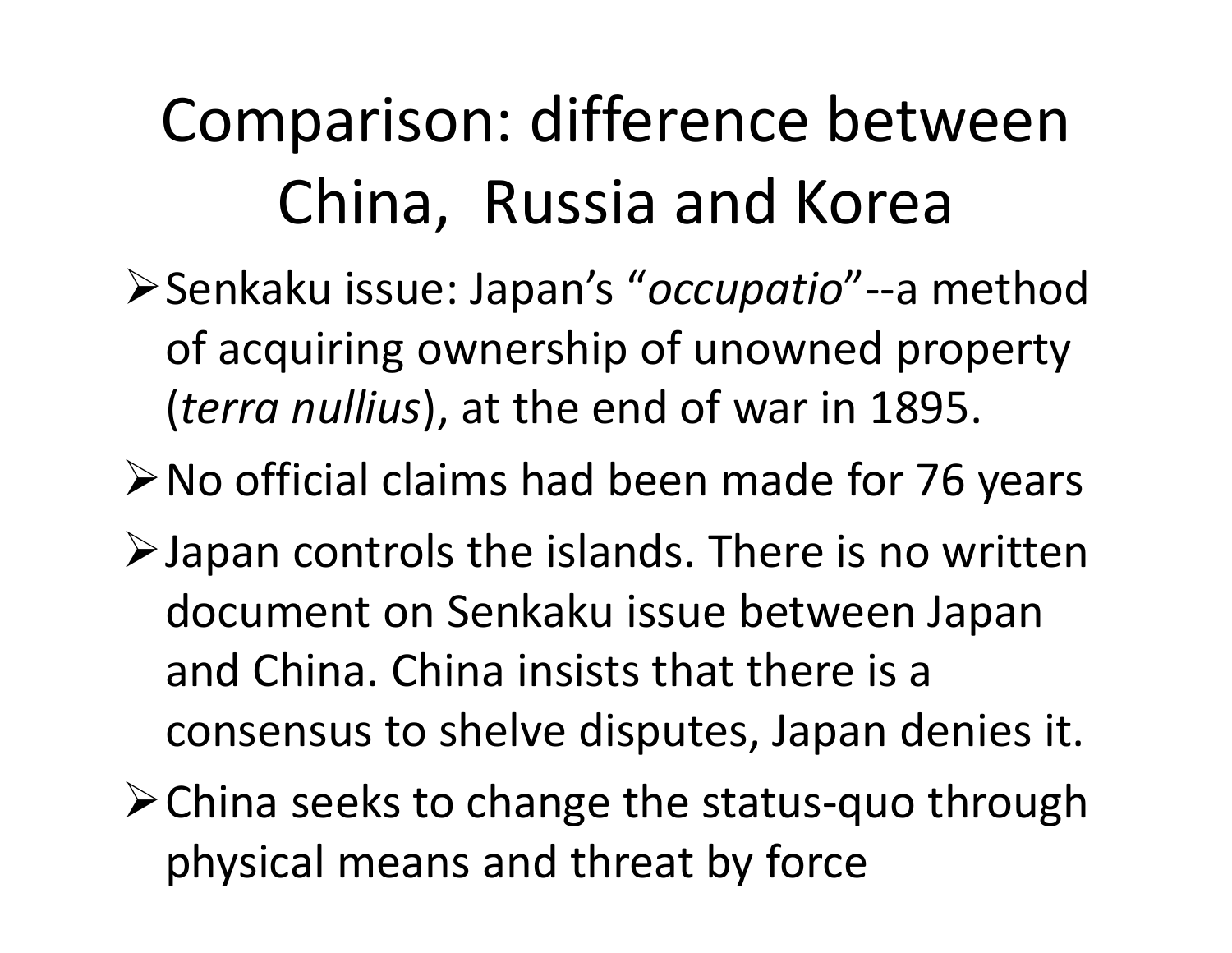# Comparison: difference between China, Russia and Korea

- Senkaku issue: Japan's "*occupatio*"--a method of acquiring ownership of unowned property (*terra nullius*), at the end of war in 1895.
- No official claims had been made for 76 years
- Japan controls the islands. There is no written document on Senkaku issue between Japan and China. China insists that there is a consensus to shelve disputes, Japan denies it.
- China seeks to change the status-quo through physical means and threat by force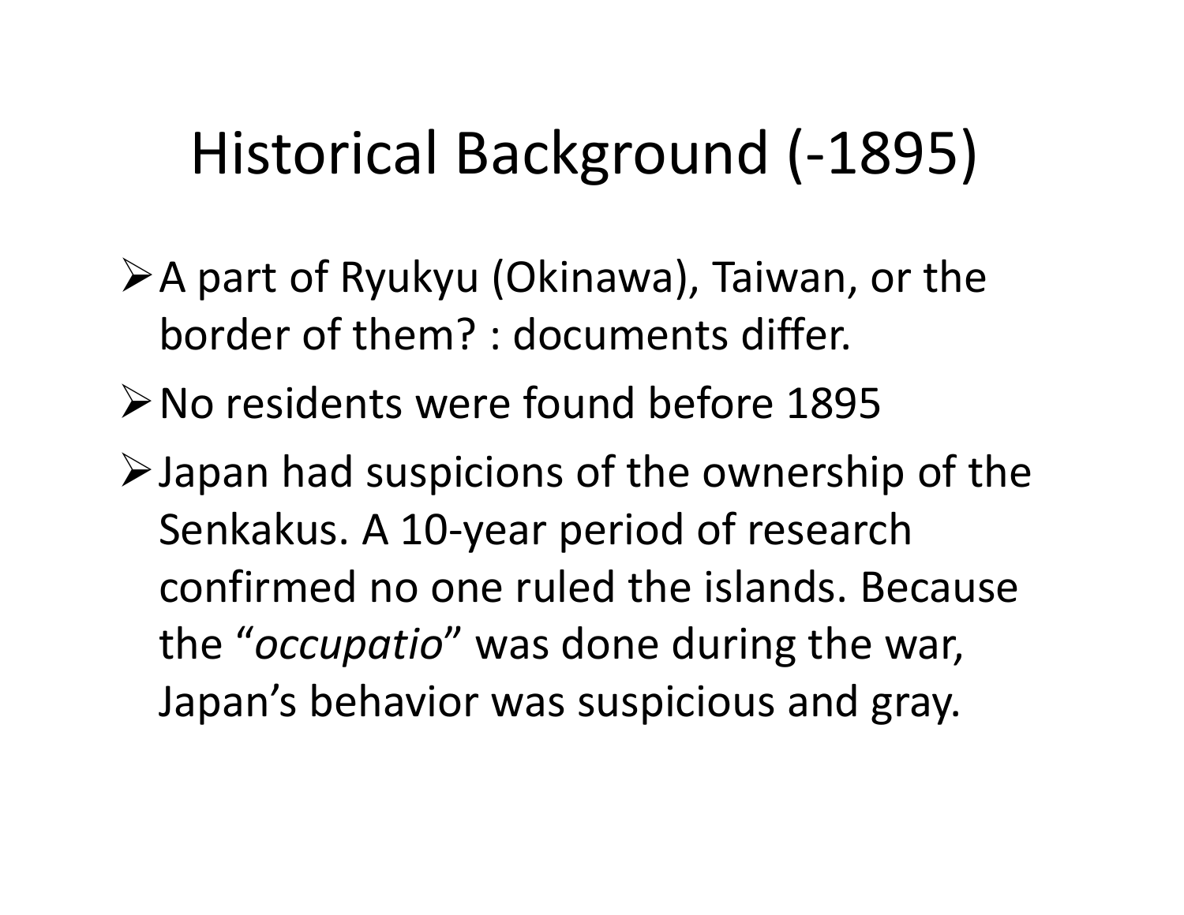# Historical Background (-1895)

- A part of Ryukyu (Okinawa), Taiwan, or the border of them? : documents differ.
- No residents were found before 1895
- Japan had suspicions of the ownership of the Senkakus. A 10-year period of research confirmed no one ruled the islands. Because the "*occupatio*" was done during the war, Japan's behavior was suspicious and gray.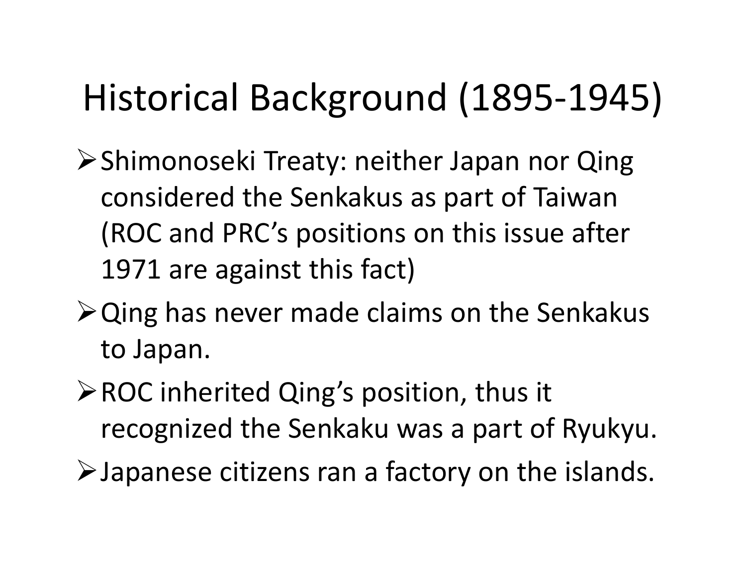# Historical Background (1895-1945)

- Shimonoseki Treaty: neither Japan nor Qing considered the Senkakus as part of Taiwan (ROC and PRC's positions on this issue after 1971 are against this fact)
- Qing has never made claims on the Senkakus to Japan.
- ROC inherited Qing's position, thus it recognized the Senkaku was a part of Ryukyu.
- Japanese citizens ran a factory on the islands.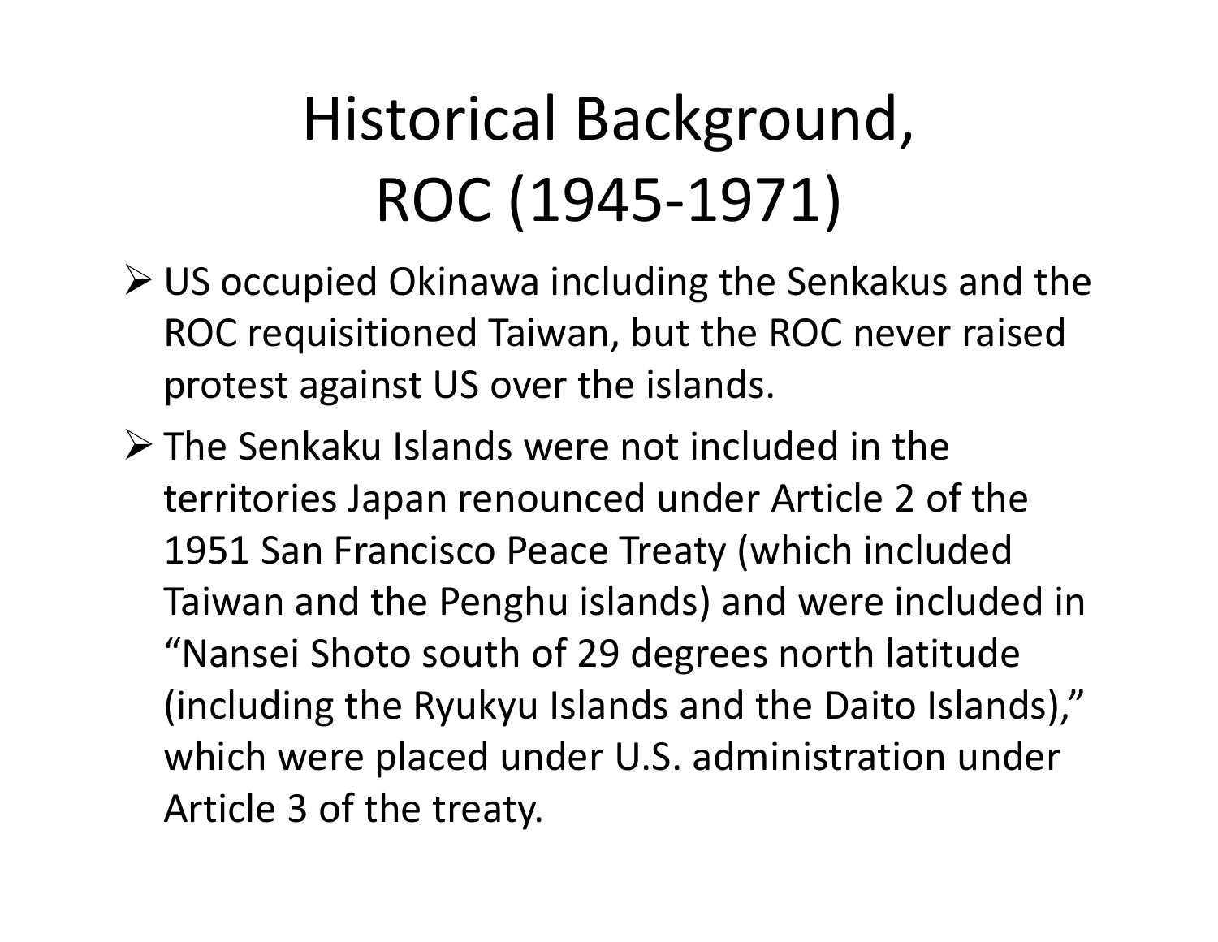# Historical Background, ROC (1945-1971)

- US occupied Okinawa including the Senkakus and the ROC requisitioned Taiwan, but the ROC never raised protest against US over the islands.
- The Senkaku Islands were not included in the territories Japan renounced under Article 2 of the 1951 San Francisco Peace Treaty (which included Taiwan and the Penghu islands) and were included in "Nansei Shoto south of 29 degrees north latitude (including the Ryukyu Islands and the Daito Islands)," which were placed under U.S. administration under Article 3 of the treaty.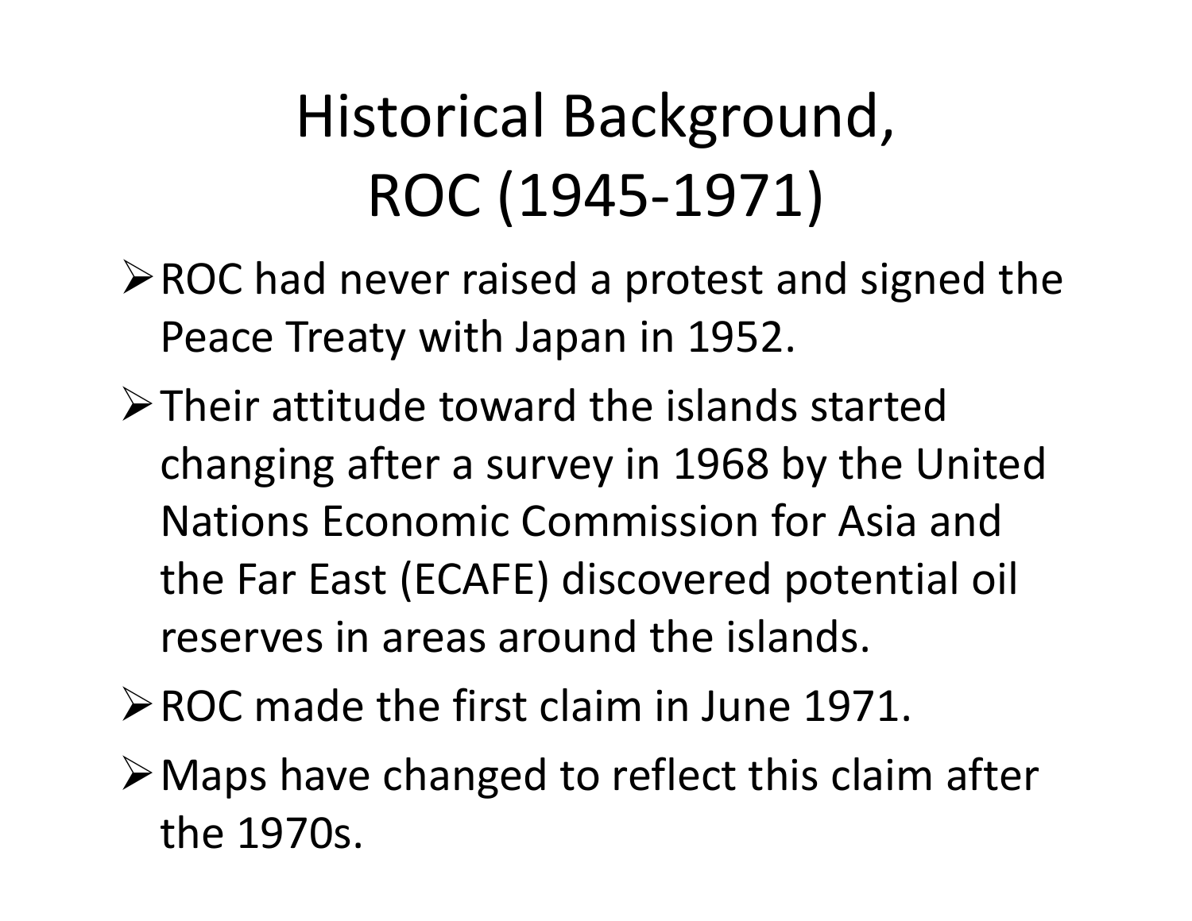# Historical Background, ROC (1945-1971)

- ROC had never raised a protest and signed the Peace Treaty with Japan in 1952.
- Their attitude toward the islands started changing after a survey in 1968 by the United Nations Economic Commission for Asia and the Far East (ECAFE) discovered potential oil reserves in areas around the islands.
- ROC made the first claim in June 1971.
- Maps have changed to reflect this claim after the 1970s.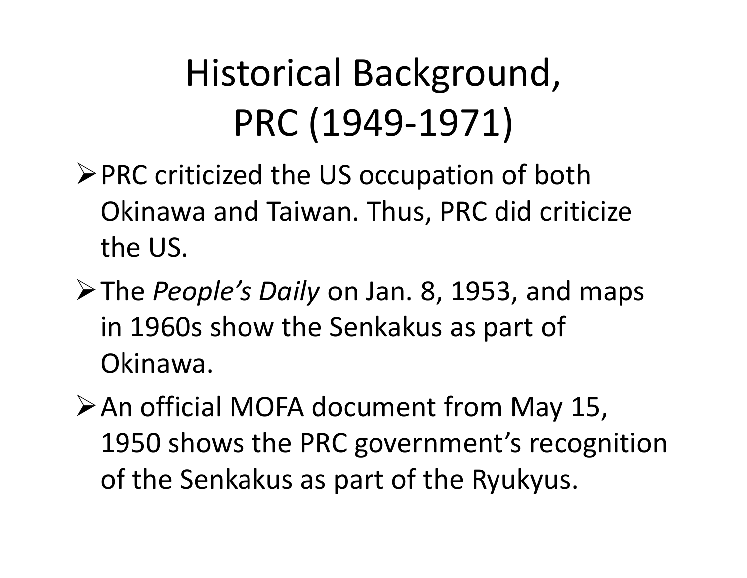# Historical Background, PRC (1949-1971)

- PRC criticized the US occupation of both Okinawa and Taiwan. Thus, PRC did criticize the US.
- The *People's Daily* on Jan. 8, 1953, and maps in 1960s show the Senkakus as part of Okinawa.
- An official MOFA document from May 15, 1950 shows the PRC government's recognition of the Senkakus as part of the Ryukyus.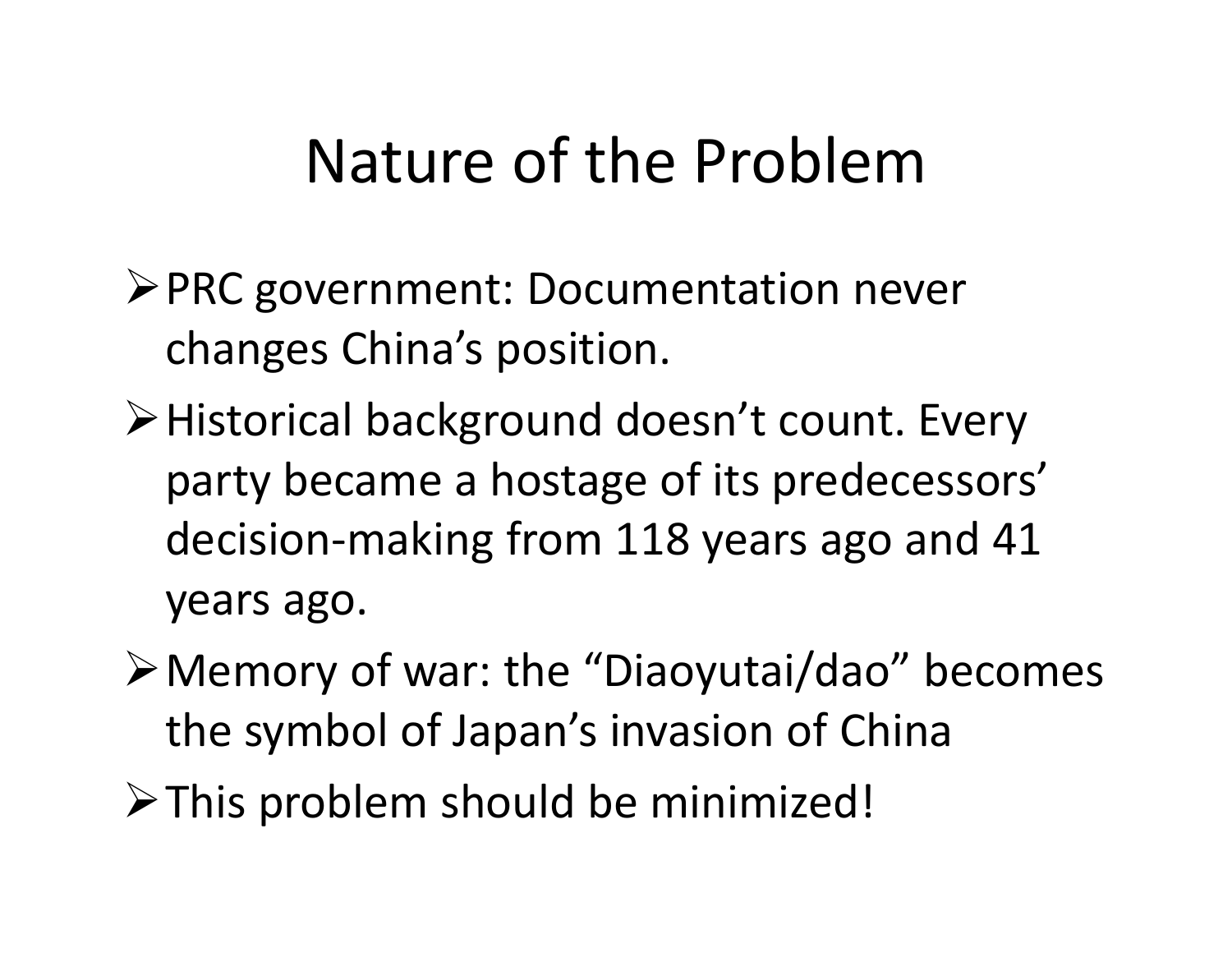# Nature of the Problem

- PRC government: Documentation never changes China's position.
- Historical background doesn't count. Every party became a hostage of its predecessors' decision-making from 118 years ago and 41 years ago.
- Memory of war: the "Diaoyutai/dao" becomes the symbol of Japan's invasion of China
- This problem should be minimized!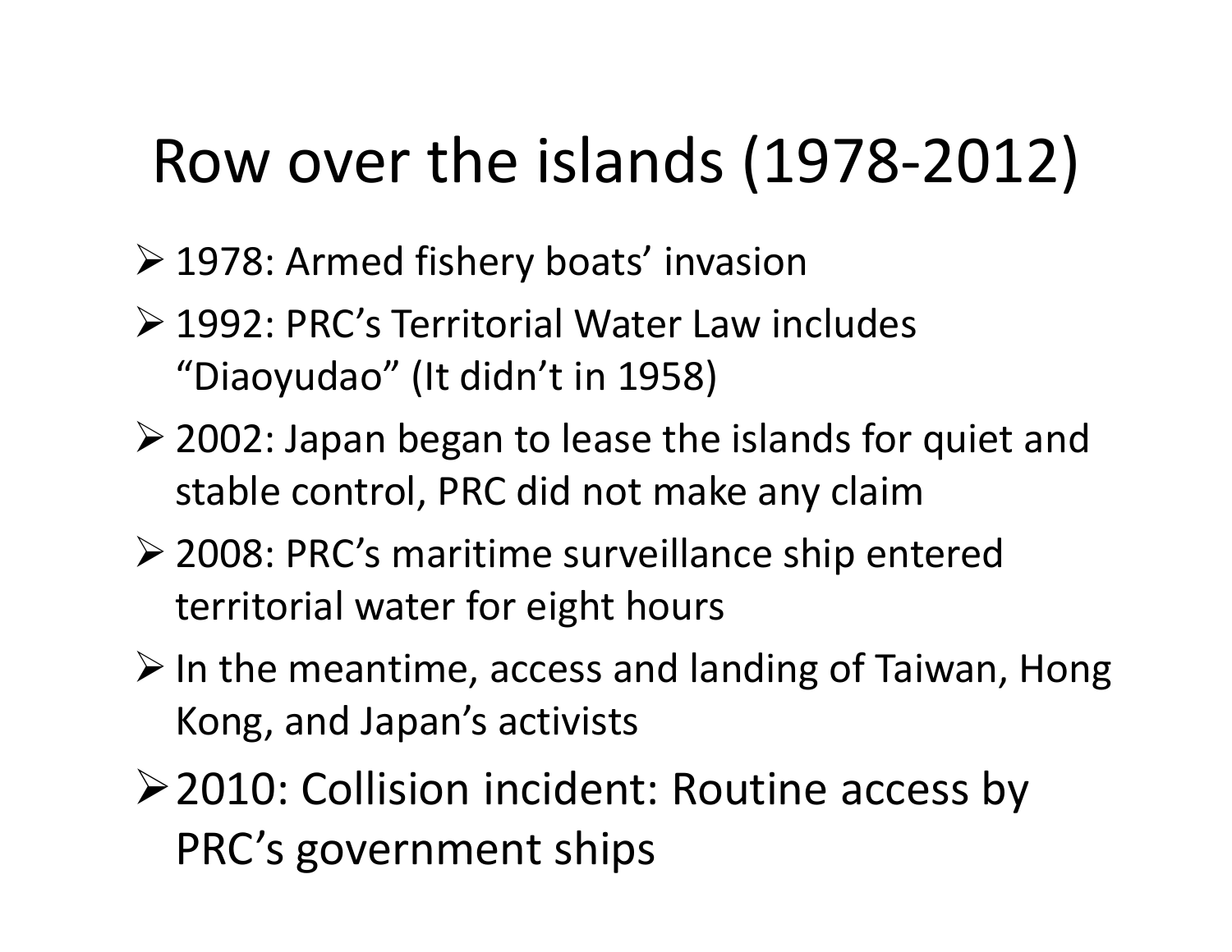# Row over the islands (1978-2012)

- 1978: Armed fishery boats' invasion
- 1992: PRC's Territorial Water Law includes "Diaoyudao" (It didn't in 1958)
- 2002: Japan began to lease the islands for quiet and stable control, PRC did not make any claim
- 2008: PRC's maritime surveillance ship entered territorial water for eight hours
- In the meantime, access and landing of Taiwan, Hong Kong, and Japan's activists
- 2010: Collision incident: Routine access by PRC's government ships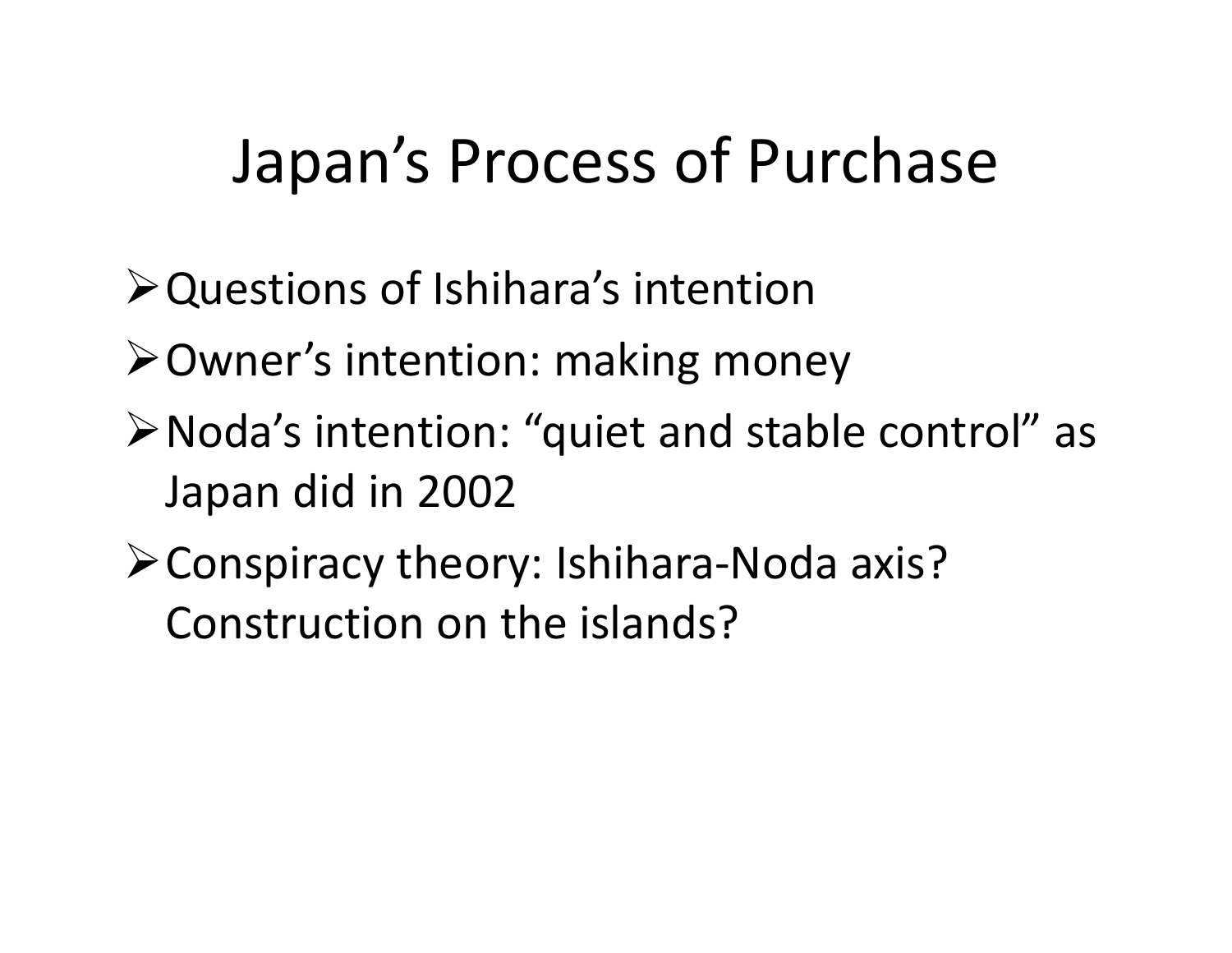# Japan's Process of Purchase

- Questions of Ishihara's intention
- Owner's intention: making money
- Noda's intention: "quiet and stable control" as Japan did in 2002
- Conspiracy theory: Ishihara-Noda axis? Construction on the islands?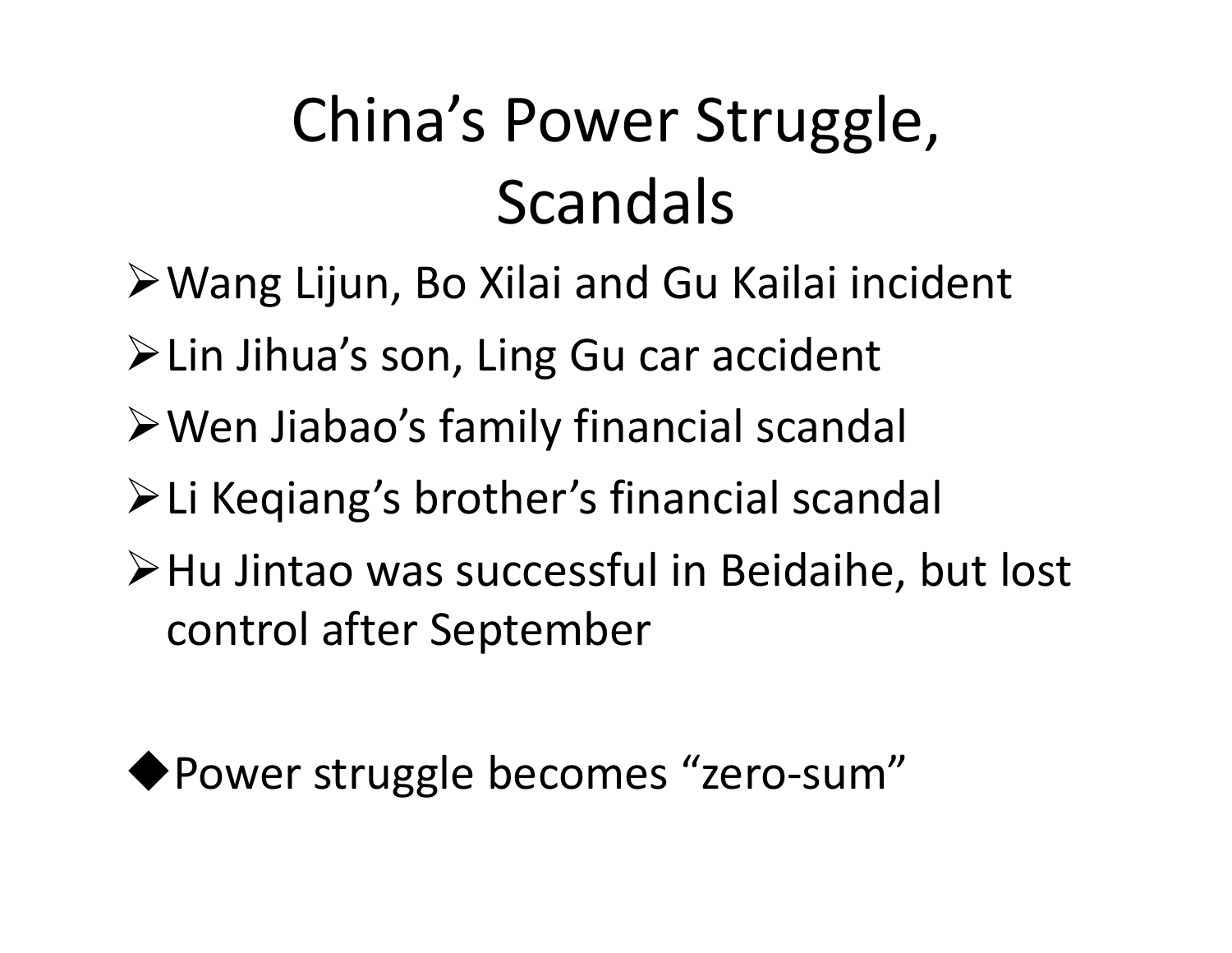# China's Power Struggle, Scandals

- Wang Lijun, Bo Xilai and Gu Kailai incident
- Lin Jihua's son, Ling Gu car accident
- Wen Jiabao's family financial scandal
- Li Keqiang's brother's financial scandal
- Hu Jintao was successful in Beidaihe, but lost control after September

- Power struggle becomes "zero-sum"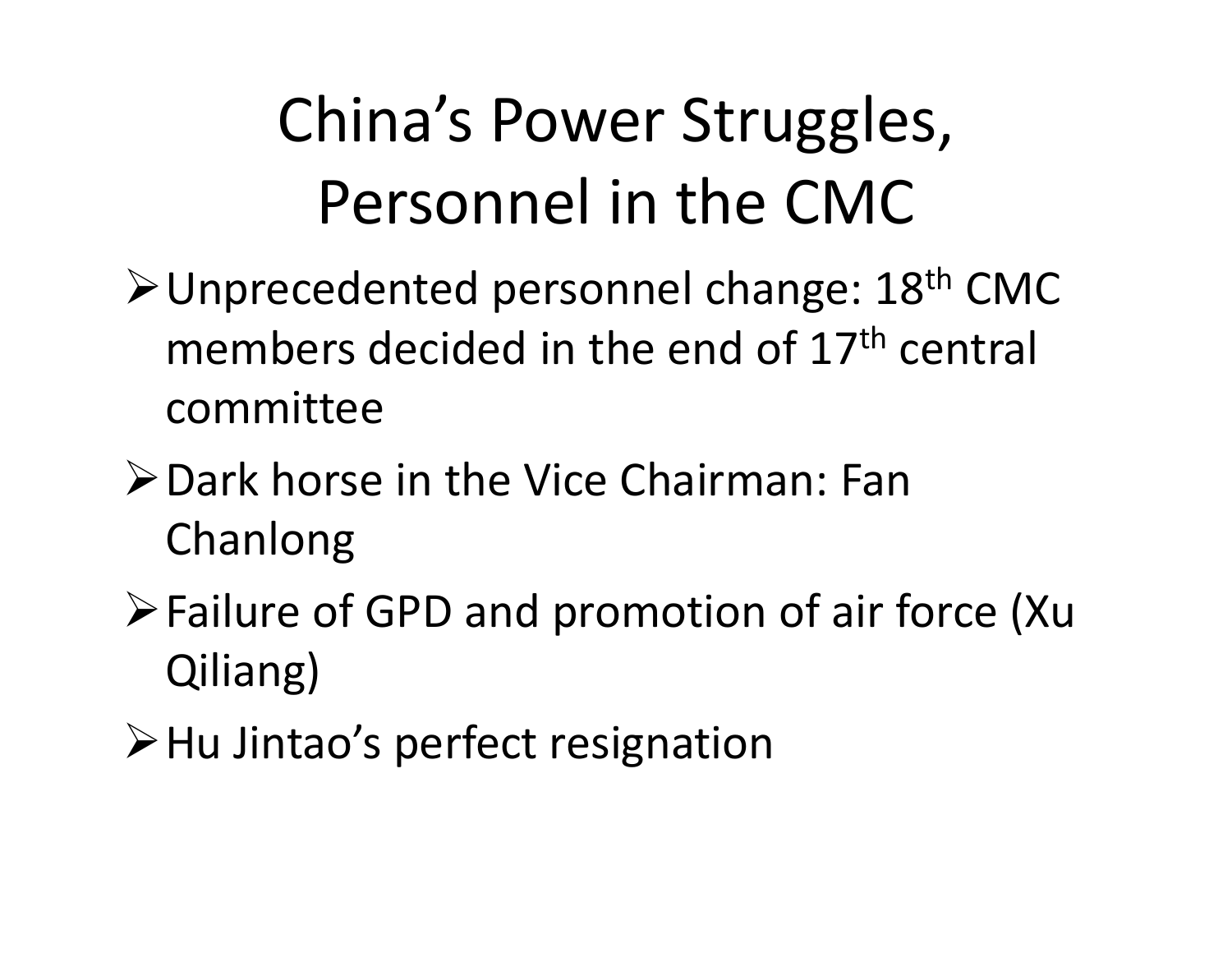# China's Power Struggles, Personnel in the CMC

- Unprecedented personnel change: 18th CMC members decided in the end of 17th central committee
- Dark horse in the Vice Chairman: Fan Chanlong
- Failure of GPD and promotion of air force (Xu Qiliang)
- Hu Jintao's perfect resignation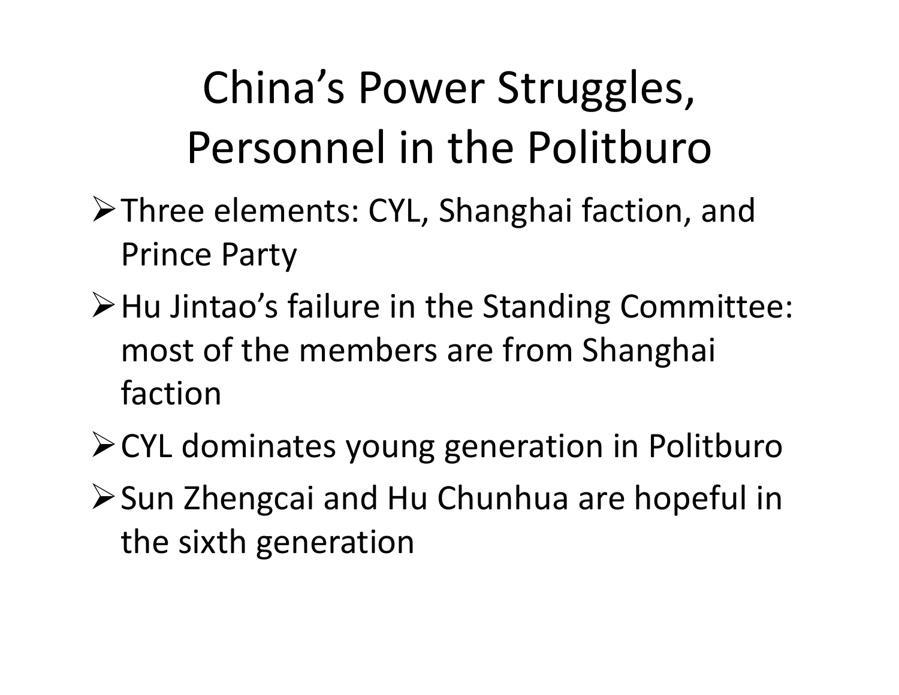# China's Power Struggles, Personnel in the Politburo

- Three elements: CYL, Shanghai faction, and Prince Party
- Hu Jintao's failure in the Standing Committee: most of the members are from Shanghai faction
- CYL dominates young generation in Politburo
- Sun Zhengcai and Hu Chunhua are hopeful in the sixth generation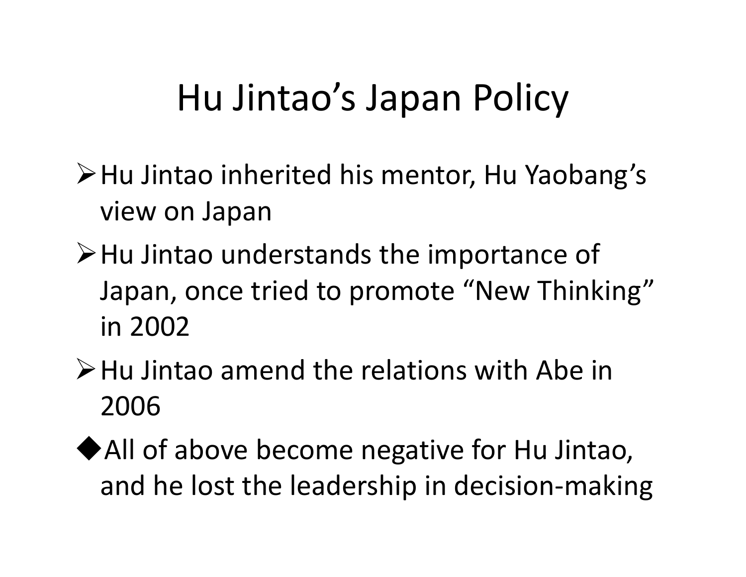# Hu Jintao's Japan Policy

- Hu Jintao inherited his mentor, Hu Yaobang's view on Japan
- Hu Jintao understands the importance of Japan, once tried to promote "New Thinking" in 2002
- Hu Jintao amend the relations with Abe in 2006

◆All of above become negative for Hu Jintao, and he lost the leadership in decision-making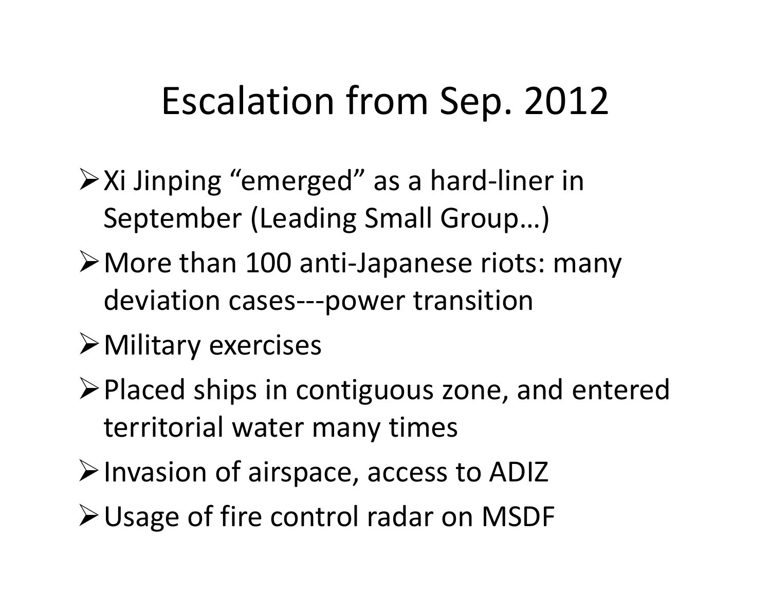# Escalation from Sep. 2012

- Xi Jinping "emerged" as a hard-liner in September (Leading Small Group…)
- More than 100 anti-Japanese riots: many deviation cases---power transition
- Military exercises
- Placed ships in contiguous zone, and entered territorial water many times
- Invasion of airspace, access to ADIZ
- Usage of fire control radar on MSDF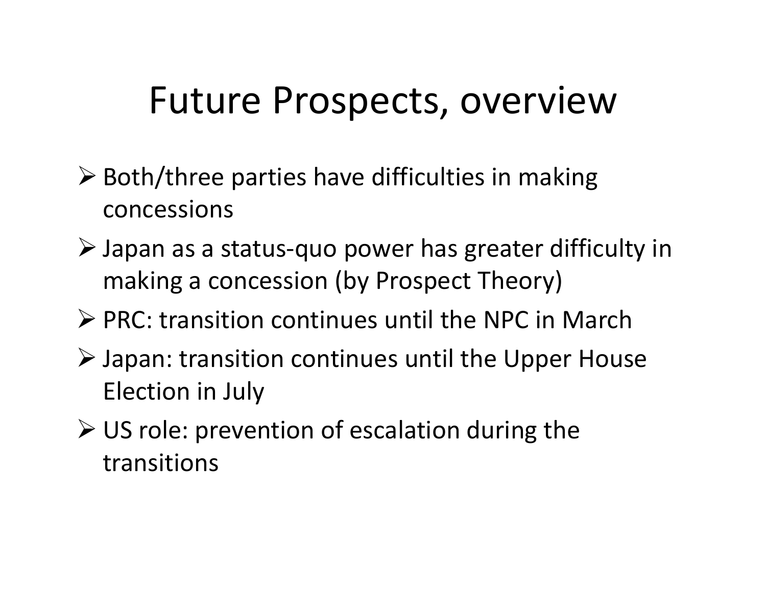# Future Prospects, overview

- Both/three parties have difficulties in making concessions
- Japan as a status-quo power has greater difficulty in making a concession (by Prospect Theory)
- PRC: transition continues until the NPC in March
- Japan: transition continues until the Upper House Election in July
- US role: prevention of escalation during the transitions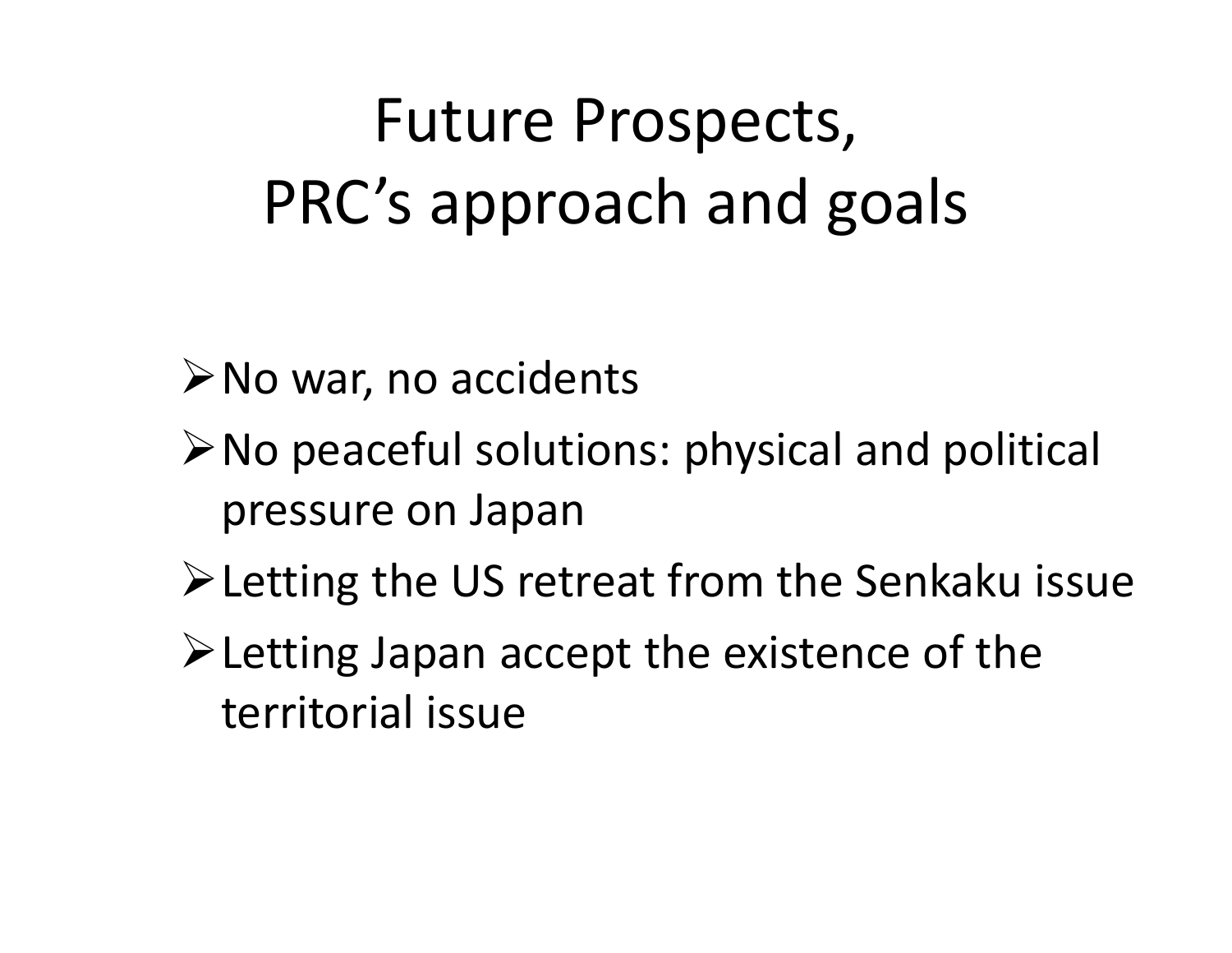# Future Prospects, PRC's approach and goals

- No war, no accidents
- No peaceful solutions: physical and political pressure on Japan
- Letting the US retreat from the Senkaku issue
- Letting Japan accept the existence of the territorial issue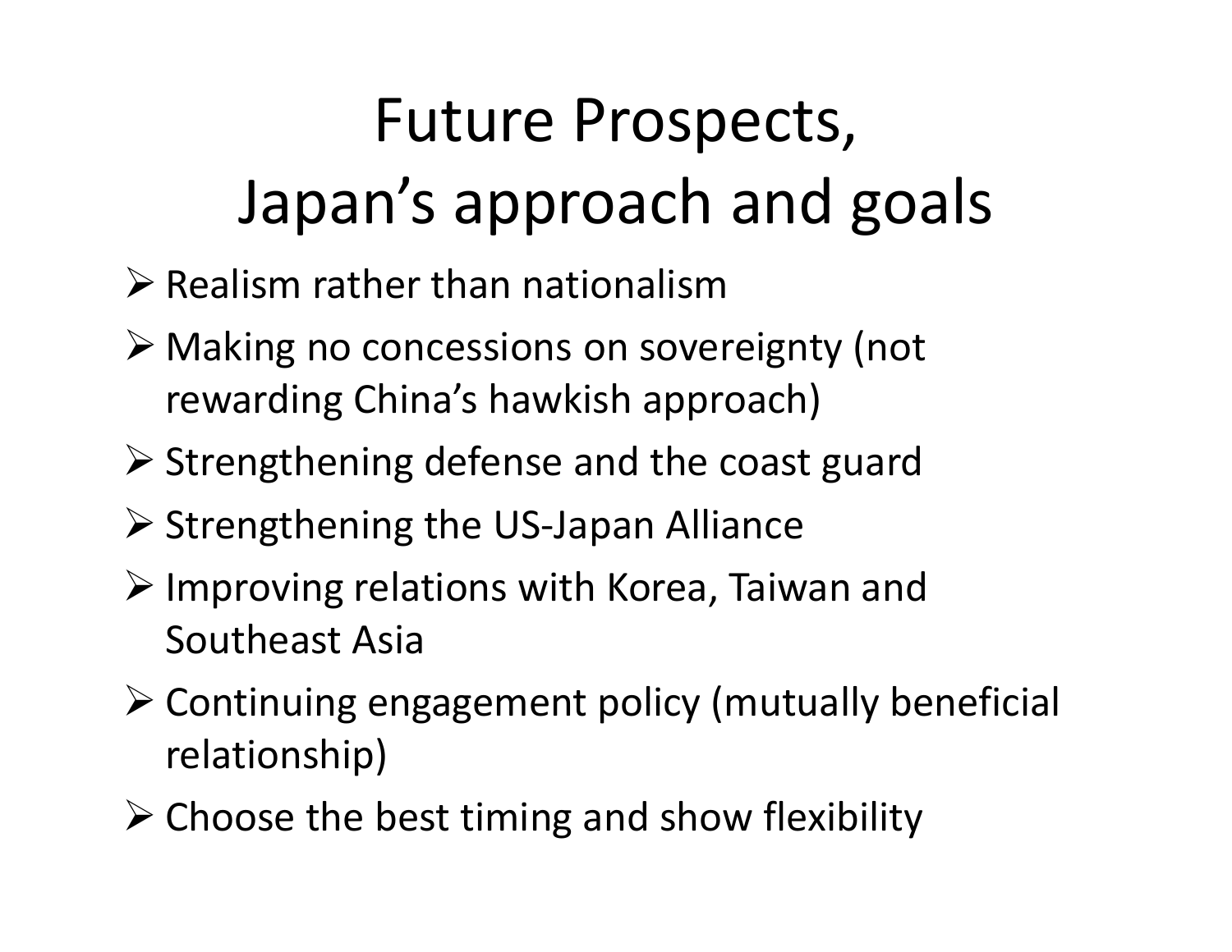# Future Prospects, Japan's approach and goals

- Realism rather than nationalism
- Making no concessions on sovereignty (not rewarding China's hawkish approach)
- Strengthening defense and the coast guard
- Strengthening the US-Japan Alliance
- Improving relations with Korea, Taiwan and Southeast Asia
- Continuing engagement policy (mutually beneficial relationship)
- Choose the best timing and show flexibility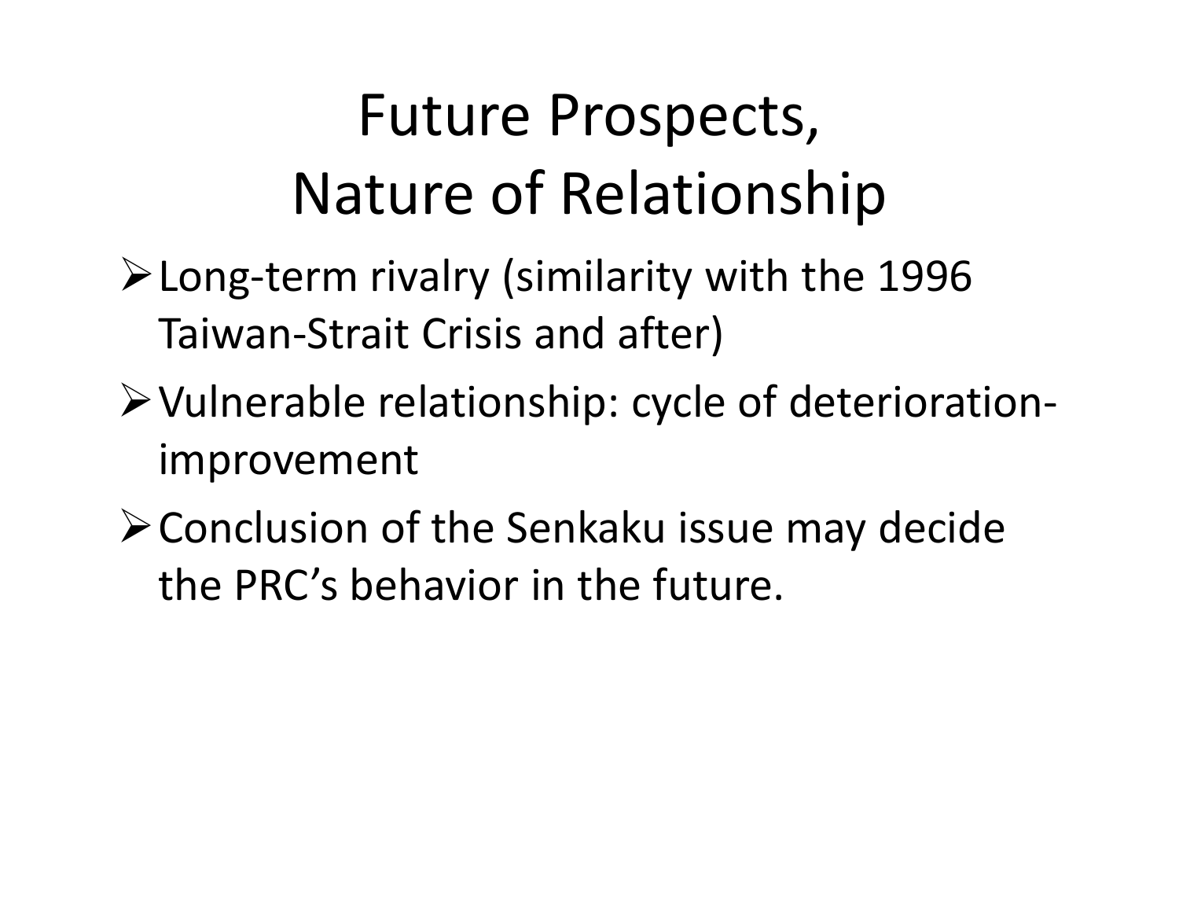# Future Prospects, Nature of Relationship

- Long-term rivalry (similarity with the 1996 Taiwan-Strait Crisis and after)
- Vulnerable relationship: cycle of deterioration-improvement
- Conclusion of the Senkaku issue may decide the PRC's behavior in the future.